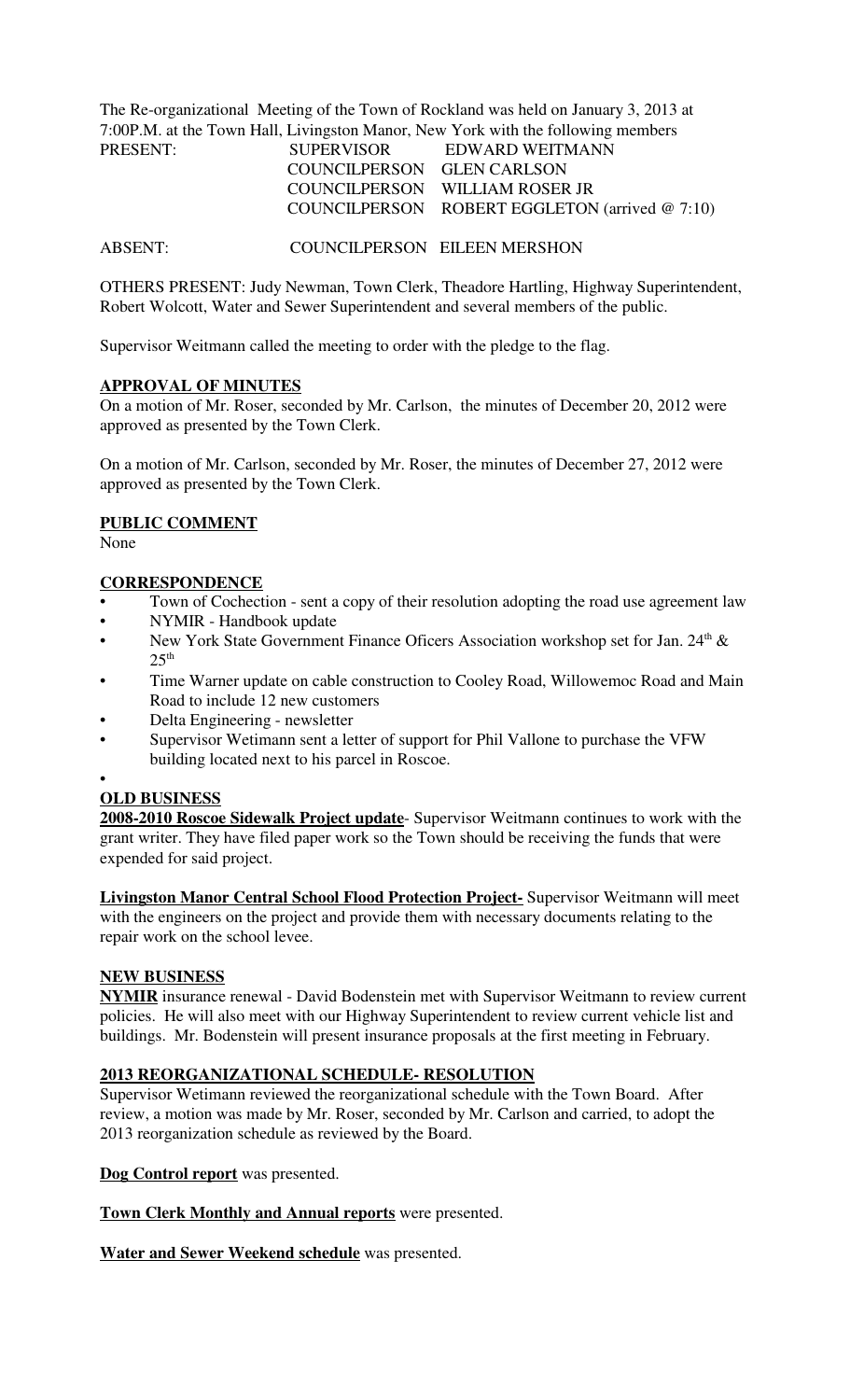The Re-organizational Meeting of the Town of Rockland was held on January 3, 2013 at 7:00P.M. at the Town Hall, Livingston Manor, New York with the following members

| PRESENT: | SUPERVISOR | EDWARD WEITMANN |
|---|---|---|
| | COUNCILPERSON | GLEN CARLSON |
| | COUNCILPERSON | WILLIAM ROSER JR |
| | COUNCILPERSON | ROBERT EGGLETON (arrived @ 7:10) |
| ABSENT: | COUNCILPERSON | EILEEN MERSHON |

OTHERS PRESENT: Judy Newman, Town Clerk, Theadore Hartling, Highway Superintendent, Robert Wolcott, Water and Sewer Superintendent and several members of the public.

Supervisor Weitmann called the meeting to order with the pledge to the flag.

**APPROVAL OF MINUTES**

On a motion of Mr. Roser, seconded by Mr. Carlson, the minutes of December 20, 2012 were approved as presented by the Town Clerk.

On a motion of Mr. Carlson, seconded by Mr. Roser, the minutes of December 27, 2012 were approved as presented by the Town Clerk.

**PUBLIC COMMENT**

None

**CORRESPONDENCE**

- Town of Cochection - sent a copy of their resolution adopting the road use agreement law
- NYMIR - Handbook update
- New York State Government Finance Oficers Association workshop set for Jan. 24th & 25th
- Time Warner update on cable construction to Cooley Road, Willowemoc Road and Main Road to include 12 new customers
- Delta Engineering - newsletter
- Supervisor Wetimann sent a letter of support for Phil Vallone to purchase the VFW building located next to his parcel in Roscoe.

**OLD BUSINESS**

**2008-2010 Roscoe Sidewalk Project update**- Supervisor Weitmann continues to work with the grant writer. They have filed paper work so the Town should be receiving the funds that were expended for said project.

**Livingston Manor Central School Flood Protection Project-** Supervisor Weitmann will meet with the engineers on the project and provide them with necessary documents relating to the repair work on the school levee.

**NEW BUSINESS**

**NYMIR** insurance renewal - David Bodenstein met with Supervisor Weitmann to review current policies. He will also meet with our Highway Superintendent to review current vehicle list and buildings. Mr. Bodenstein will present insurance proposals at the first meeting in February.

**2013 REORGANIZATIONAL SCHEDULE- RESOLUTION**

Supervisor Wetimann reviewed the reorganizational schedule with the Town Board. After review, a motion was made by Mr. Roser, seconded by Mr. Carlson and carried, to adopt the 2013 reorganization schedule as reviewed by the Board.

**Dog Control report** was presented.

**Town Clerk Monthly and Annual reports** were presented.

**Water and Sewer Weekend schedule** was presented.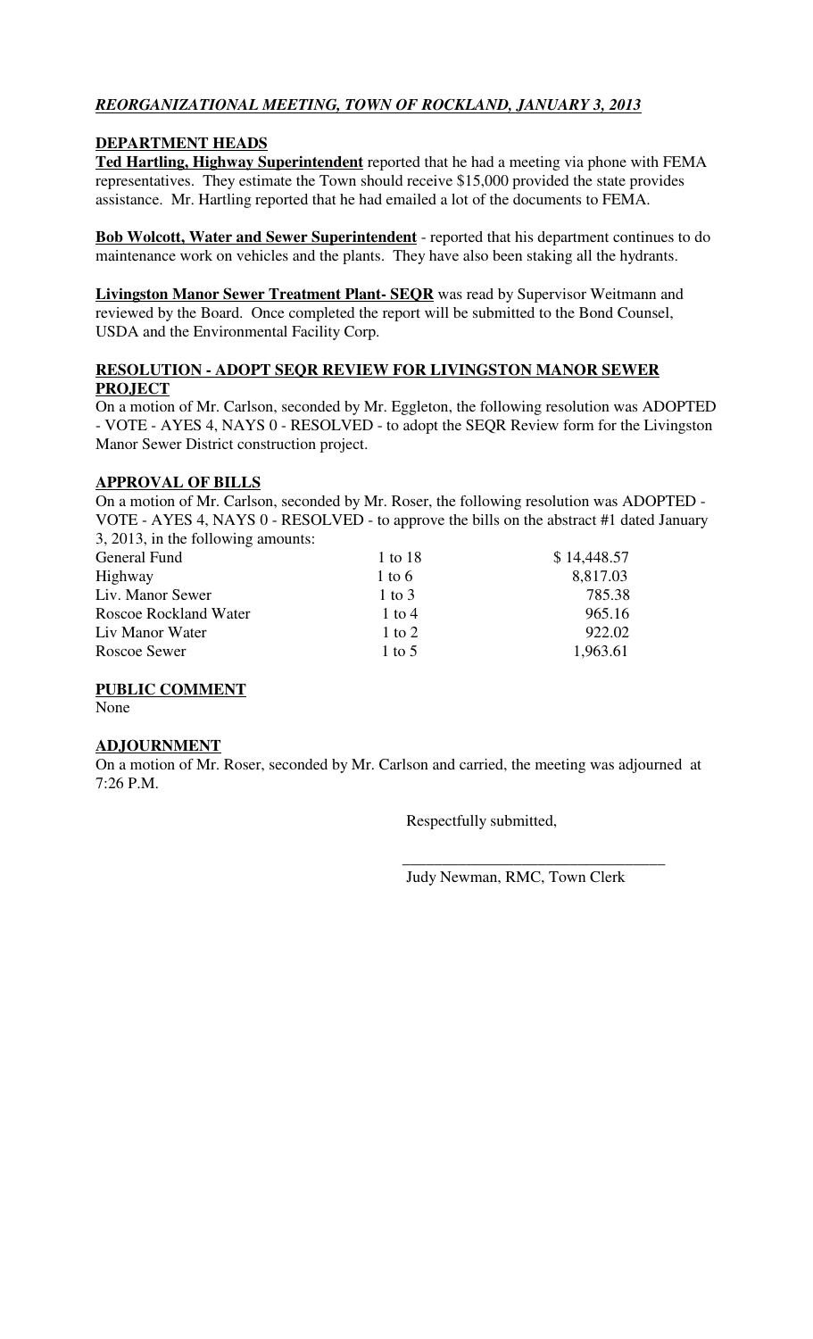***REORGANIZATIONAL MEETING, TOWN OF ROCKLAND, JANUARY 3, 2013***

**DEPARTMENT HEADS**

**Ted Hartling, Highway Superintendent** reported that he had a meeting via phone with FEMA representatives. They estimate the Town should receive $15,000 provided the state provides assistance. Mr. Hartling reported that he had emailed a lot of the documents to FEMA.

**Bob Wolcott, Water and Sewer Superintendent** - reported that his department continues to do maintenance work on vehicles and the plants. They have also been staking all the hydrants.

**Livingston Manor Sewer Treatment Plant- SEQR** was read by Supervisor Weitmann and reviewed by the Board. Once completed the report will be submitted to the Bond Counsel, USDA and the Environmental Facility Corp.

**RESOLUTION - ADOPT SEQR REVIEW FOR LIVINGSTON MANOR SEWER PROJECT**

On a motion of Mr. Carlson, seconded by Mr. Eggleton, the following resolution was ADOPTED - VOTE - AYES 4, NAYS 0 - RESOLVED - to adopt the SEQR Review form for the Livingston Manor Sewer District construction project.

**APPROVAL OF BILLS**

On a motion of Mr. Carlson, seconded by Mr. Roser, the following resolution was ADOPTED - VOTE - AYES 4, NAYS 0 - RESOLVED - to approve the bills on the abstract #1 dated January 3, 2013, in the following amounts:

| | | |
|---|---|---|
| General Fund | 1 to 18 | $ 14,448.57 |
| Highway | 1 to 6 | 8,817.03 |
| Liv. Manor Sewer | 1 to 3 | 785.38 |
| Roscoe Rockland Water | 1 to 4 | 965.16 |
| Liv Manor Water | 1 to 2 | 922.02 |
| Roscoe Sewer | 1 to 5 | 1,963.61 |

**PUBLIC COMMENT**

None

**ADJOURNMENT**

On a motion of Mr. Roser, seconded by Mr. Carlson and carried, the meeting was adjourned at 7:26 P.M.

Respectfully submitted,

\_\_\_\_\_\_\_\_\_\_\_\_\_\_\_\_\_\_\_\_\_\_\_\_\_\_\_\_\_\_\_\_\_\_

Judy Newman, RMC, Town Clerk